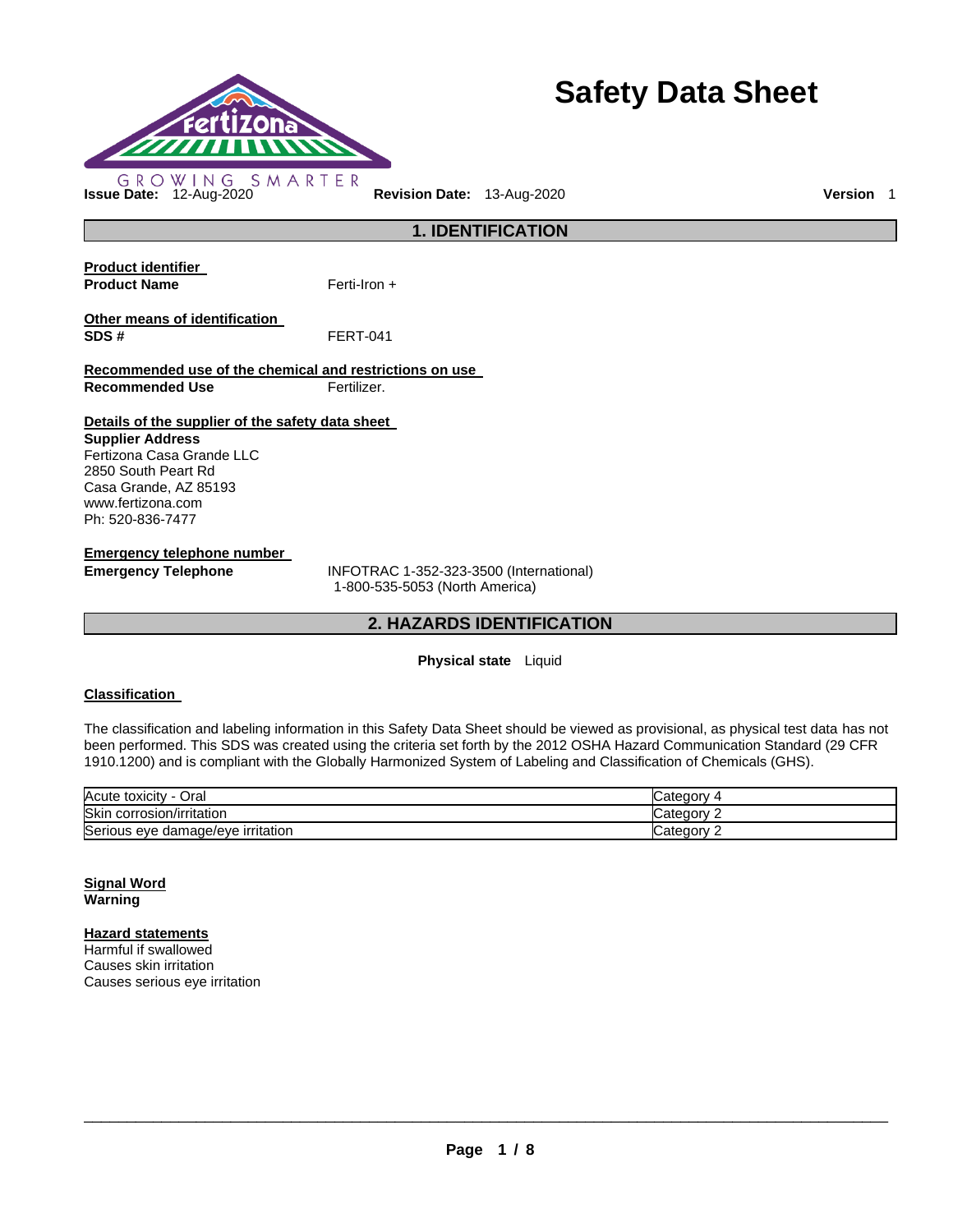GROWING SMARTER

# Safety Data Sheet

**Issue Date:** 12-Aug-2020 **Revision Date:** 13-Aug-2020 **Version** 1

## 1. IDENTIFICATION

**Product identifier**

**Product Name** Ferti-Iron +

**Other means of identification**

**SDS #** FERT-041

**Recommended use of the chemical and restrictions on use**

**Recommended Use** Fertilizer.

**Details of the supplier of the safety data sheet**

**Supplier Address**
Fertizona Casa Grande LLC
2850 South Peart Rd
Casa Grande, AZ 85193
www.fertizona.com
Ph: 520-836-7477

**Emergency telephone number**

**Emergency Telephone** INFOTRAC 1-352-323-3500 (International)
1-800-535-5053 (North America)

## 2. HAZARDS IDENTIFICATION

**Physical state** Liquid

**Classification**

The classification and labeling information in this Safety Data Sheet should be viewed as provisional, as physical test data has not been performed. This SDS was created using the criteria set forth by the 2012 OSHA Hazard Communication Standard (29 CFR 1910.1200) and is compliant with the Globally Harmonized System of Labeling and Classification of Chemicals (GHS).

| | |
|---|---|
| Acute toxicity - Oral | Category 4 |
| Skin corrosion/irritation | Category 2 |
| Serious eye damage/eye irritation | Category 2 |

**Signal Word**
**Warning**

**Hazard statements**
Harmful if swallowed
Causes skin irritation
Causes serious eye irritation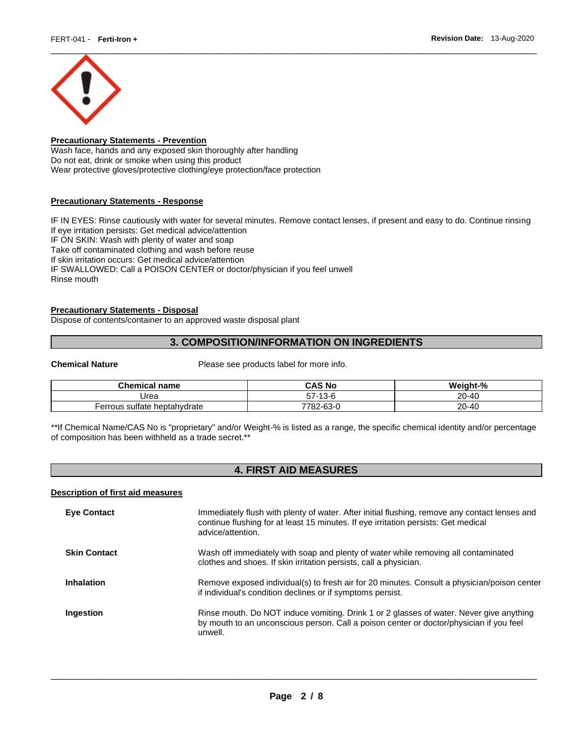**Precautionary Statements - Prevention**

Wash face, hands and any exposed skin thoroughly after handling
Do not eat, drink or smoke when using this product
Wear protective gloves/protective clothing/eye protection/face protection

**Precautionary Statements - Response**

IF IN EYES: Rinse cautiously with water for several minutes. Remove contact lenses, if present and easy to do. Continue rinsing
If eye irritation persists: Get medical advice/attention
IF ON SKIN: Wash with plenty of water and soap
Take off contaminated clothing and wash before reuse
If skin irritation occurs: Get medical advice/attention
IF SWALLOWED: Call a POISON CENTER or doctor/physician if you feel unwell
Rinse mouth

**Precautionary Statements - Disposal**

Dispose of contents/container to an approved waste disposal plant

## 3. COMPOSITION/INFORMATION ON INGREDIENTS

**Chemical Nature** Please see products label for more info.

| Chemical name | CAS No | Weight-% |
|---|---|---|
| Urea | 57-13-6 | 20-40 |
| Ferrous sulfate heptahydrate | 7782-63-0 | 20-40 |

**If Chemical Name/CAS No is "proprietary" and/or Weight-% is listed as a range, the specific chemical identity and/or percentage of composition has been withheld as a trade secret.**

## 4. FIRST AID MEASURES

**Description of first aid measures**

**Eye Contact** Immediately flush with plenty of water. After initial flushing, remove any contact lenses and continue flushing for at least 15 minutes. If eye irritation persists: Get medical advice/attention.

**Skin Contact** Wash off immediately with soap and plenty of water while removing all contaminated clothes and shoes. If skin irritation persists, call a physician.

**Inhalation** Remove exposed individual(s) to fresh air for 20 minutes. Consult a physician/poison center if individual's condition declines or if symptoms persist.

**Ingestion** Rinse mouth. Do NOT induce vomiting. Drink 1 or 2 glasses of water. Never give anything by mouth to an unconscious person. Call a poison center or doctor/physician if you feel unwell.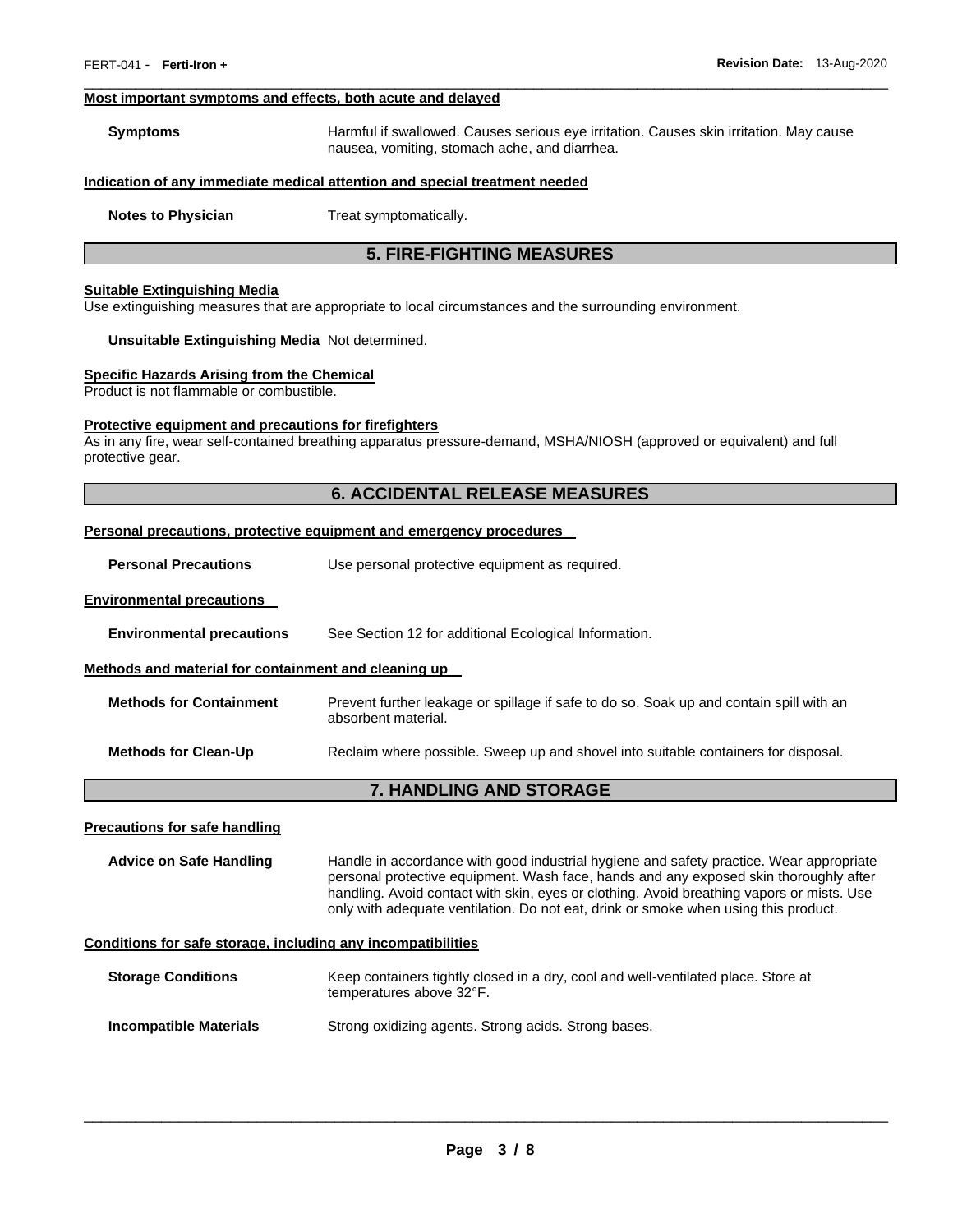#### Most important symptoms and effects, both acute and delayed

**Symptoms** Harmful if swallowed. Causes serious eye irritation. Causes skin irritation. May cause nausea, vomiting, stomach ache, and diarrhea.

#### Indication of any immediate medical attention and special treatment needed

**Notes to Physician** Treat symptomatically.

## 5. FIRE-FIGHTING MEASURES

#### Suitable Extinguishing Media

Use extinguishing measures that are appropriate to local circumstances and the surrounding environment.

**Unsuitable Extinguishing Media** Not determined.

#### Specific Hazards Arising from the Chemical

Product is not flammable or combustible.

#### Protective equipment and precautions for firefighters

As in any fire, wear self-contained breathing apparatus pressure-demand, MSHA/NIOSH (approved or equivalent) and full protective gear.

## 6. ACCIDENTAL RELEASE MEASURES

#### Personal precautions, protective equipment and emergency procedures

**Personal Precautions** Use personal protective equipment as required.

#### Environmental precautions

**Environmental precautions** See Section 12 for additional Ecological Information.

#### Methods and material for containment and cleaning up

**Methods for Containment** Prevent further leakage or spillage if safe to do so. Soak up and contain spill with an absorbent material.

**Methods for Clean-Up** Reclaim where possible. Sweep up and shovel into suitable containers for disposal.

## 7. HANDLING AND STORAGE

#### Precautions for safe handling

**Advice on Safe Handling** Handle in accordance with good industrial hygiene and safety practice. Wear appropriate personal protective equipment. Wash face, hands and any exposed skin thoroughly after handling. Avoid contact with skin, eyes or clothing. Avoid breathing vapors or mists. Use only with adequate ventilation. Do not eat, drink or smoke when using this product.

#### Conditions for safe storage, including any incompatibilities

**Storage Conditions** Keep containers tightly closed in a dry, cool and well-ventilated place. Store at temperatures above 32°F.

**Incompatible Materials** Strong oxidizing agents. Strong acids. Strong bases.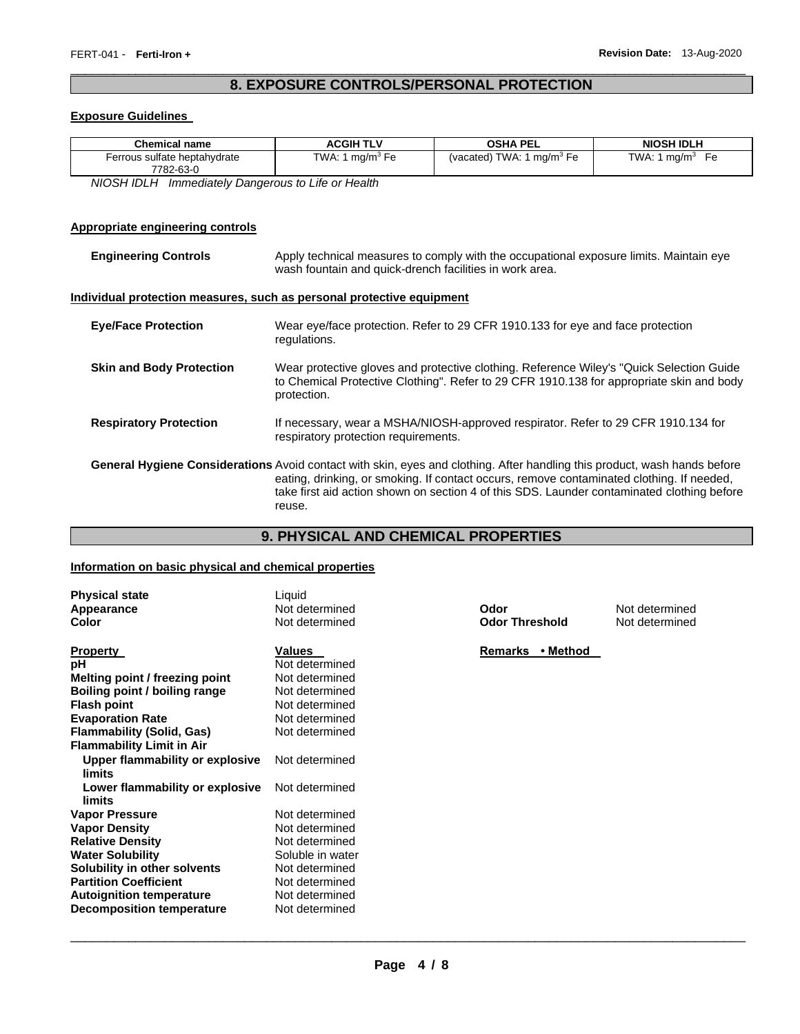## 8. EXPOSURE CONTROLS/PERSONAL PROTECTION

### Exposure Guidelines

| Chemical name | ACGIH TLV | OSHA PEL | NIOSH IDLH |
|---|---|---|---|
| Ferrous sulfate heptahydrate 7782-63-0 | TWA: 1 mg/m$^3$ Fe | (vacated) TWA: 1 mg/m$^3$ Fe | TWA: 1 mg/m$^3$ Fe |

*NIOSH IDLH Immediately Dangerous to Life or Health*

### Appropriate engineering controls

**Engineering Controls** Apply technical measures to comply with the occupational exposure limits. Maintain eye wash fountain and quick-drench facilities in work area.

### Individual protection measures, such as personal protective equipment

**Eye/Face Protection** Wear eye/face protection. Refer to 29 CFR 1910.133 for eye and face protection regulations.

**Skin and Body Protection** Wear protective gloves and protective clothing. Reference Wiley's "Quick Selection Guide to Chemical Protective Clothing". Refer to 29 CFR 1910.138 for appropriate skin and body protection.

**Respiratory Protection** If necessary, wear a MSHA/NIOSH-approved respirator. Refer to 29 CFR 1910.134 for respiratory protection requirements.

**General Hygiene Considerations** Avoid contact with skin, eyes and clothing. After handling this product, wash hands before eating, drinking, or smoking. If contact occurs, remove contaminated clothing. If needed, take first aid action shown on section 4 of this SDS. Launder contaminated clothing before reuse.

## 9. PHYSICAL AND CHEMICAL PROPERTIES

### Information on basic physical and chemical properties

**Physical state** Liquid
**Appearance** Not determined
**Color** Not determined

**Odor** Not determined
**Odor Threshold** Not determined

| Property | Values | Remarks • Method |
|---|---|---|
| **pH** | Not determined | |
| **Melting point / freezing point** | Not determined | |
| **Boiling point / boiling range** | Not determined | |
| **Flash point** | Not determined | |
| **Evaporation Rate** | Not determined | |
| **Flammability (Solid, Gas)** | Not determined | |
| **Flammability Limit in Air** | | |
| **Upper flammability or explosive limits** | Not determined | |
| **Lower flammability or explosive limits** | Not determined | |
| **Vapor Pressure** | Not determined | |
| **Vapor Density** | Not determined | |
| **Relative Density** | Not determined | |
| **Water Solubility** | Soluble in water | |
| **Solubility in other solvents** | Not determined | |
| **Partition Coefficient** | Not determined | |
| **Autoignition temperature** | Not determined | |
| **Decomposition temperature** | Not determined | |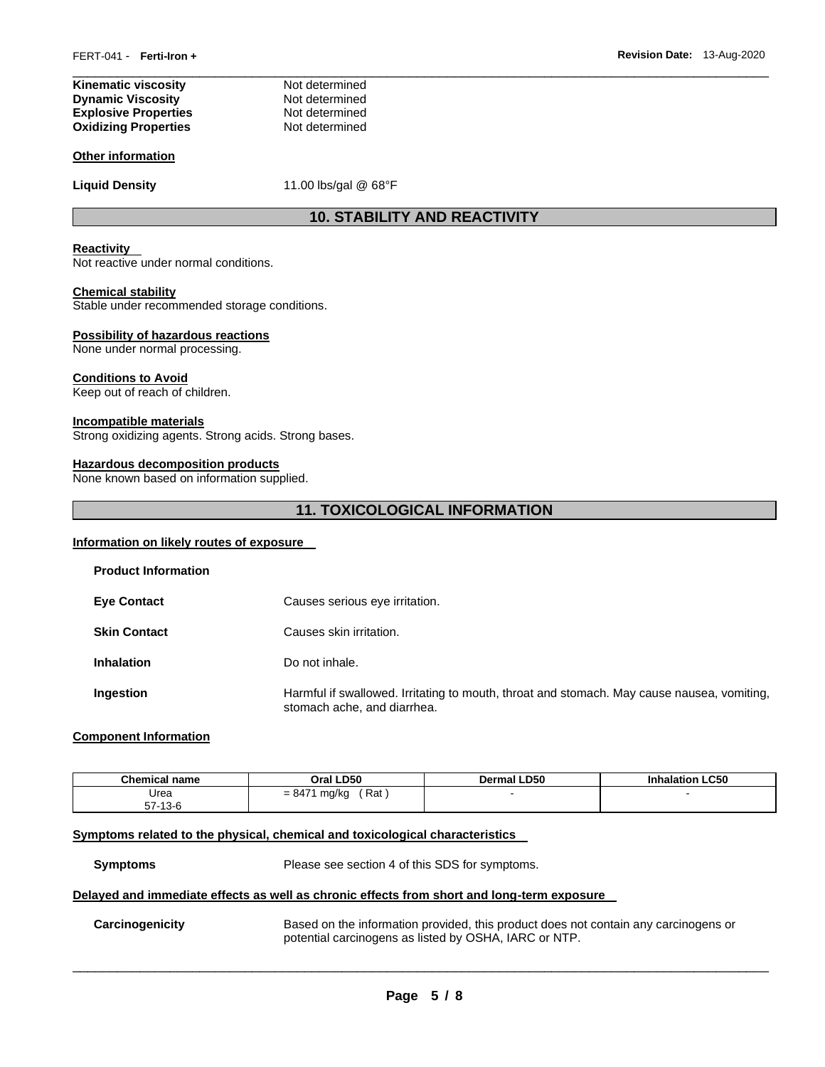| | |
|---|---|
| **Kinematic viscosity** | Not determined |
| **Dynamic Viscosity** | Not determined |
| **Explosive Properties** | Not determined |
| **Oxidizing Properties** | Not determined |

**Other information**

**Liquid Density** 11.00 lbs/gal @ 68°F

## 10. STABILITY AND REACTIVITY

**Reactivity**
Not reactive under normal conditions.

**Chemical stability**
Stable under recommended storage conditions.

**Possibility of hazardous reactions**
None under normal processing.

**Conditions to Avoid**
Keep out of reach of children.

**Incompatible materials**
Strong oxidizing agents. Strong acids. Strong bases.

**Hazardous decomposition products**
None known based on information supplied.

## 11. TOXICOLOGICAL INFORMATION

**Information on likely routes of exposure**

**Product Information**

**Eye Contact** Causes serious eye irritation.

**Skin Contact** Causes skin irritation.

**Inhalation** Do not inhale.

**Ingestion** Harmful if swallowed. Irritating to mouth, throat and stomach. May cause nausea, vomiting, stomach ache, and diarrhea.

**Component Information**

| Chemical name | Oral LD50 | Dermal LD50 | Inhalation LC50 |
|---|---|---|---|
| Urea<br>57-13-6 | = 8471 mg/kg ( Rat ) | - | - |

**Symptoms related to the physical, chemical and toxicological characteristics**

**Symptoms** Please see section 4 of this SDS for symptoms.

**Delayed and immediate effects as well as chronic effects from short and long-term exposure**

**Carcinogenicity** Based on the information provided, this product does not contain any carcinogens or potential carcinogens as listed by OSHA, IARC or NTP.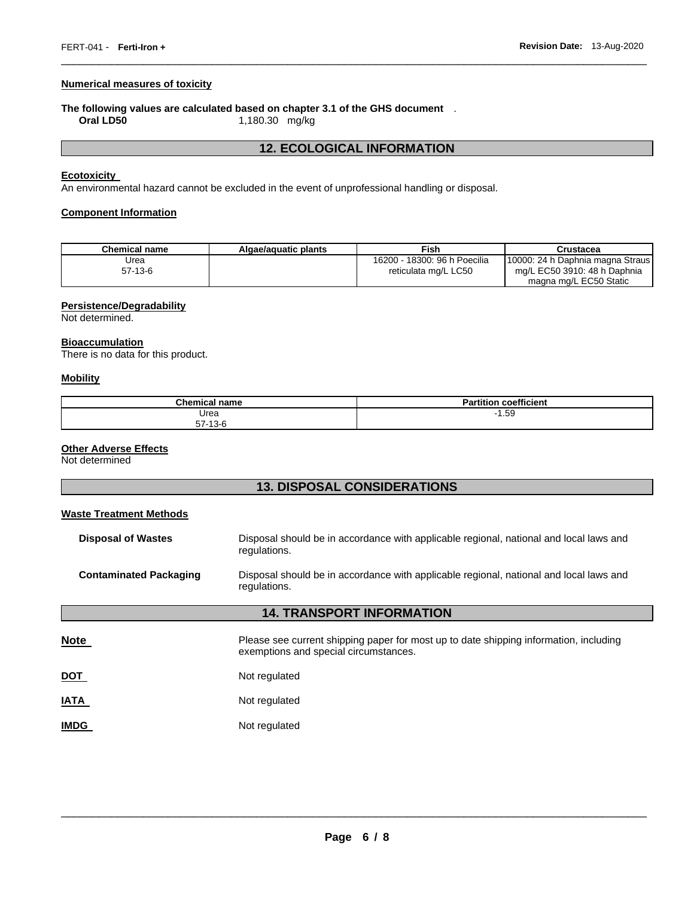**Numerical measures of toxicity**

**The following values are calculated based on chapter 3.1 of the GHS document** .

**Oral LD50** 1,180.30 mg/kg

## 12. ECOLOGICAL INFORMATION

**Ecotoxicity**

An environmental hazard cannot be excluded in the event of unprofessional handling or disposal.

**Component Information**

| Chemical name | Algae/aquatic plants | Fish | Crustacea |
|---|---|---|---|
| Urea<br>57-13-6 | | 16200 - 18300: 96 h Poecilia reticulata mg/L LC50 | 10000: 24 h Daphnia magna Straus mg/L EC50 3910: 48 h Daphnia magna mg/L EC50 Static |

**Persistence/Degradability**

Not determined.

**Bioaccumulation**

There is no data for this product.

**Mobility**

| Chemical name | Partition coefficient |
|---|---|
| Urea<br>57-13-6 | -1.59 |

**Other Adverse Effects**

Not determined

## 13. DISPOSAL CONSIDERATIONS

**Waste Treatment Methods**

**Disposal of Wastes** Disposal should be in accordance with applicable regional, national and local laws and regulations.

**Contaminated Packaging** Disposal should be in accordance with applicable regional, national and local laws and regulations.

## 14. TRANSPORT INFORMATION

**Note** Please see current shipping paper for most up to date shipping information, including exemptions and special circumstances.

**DOT** Not regulated

**IATA** Not regulated

**IMDG** Not regulated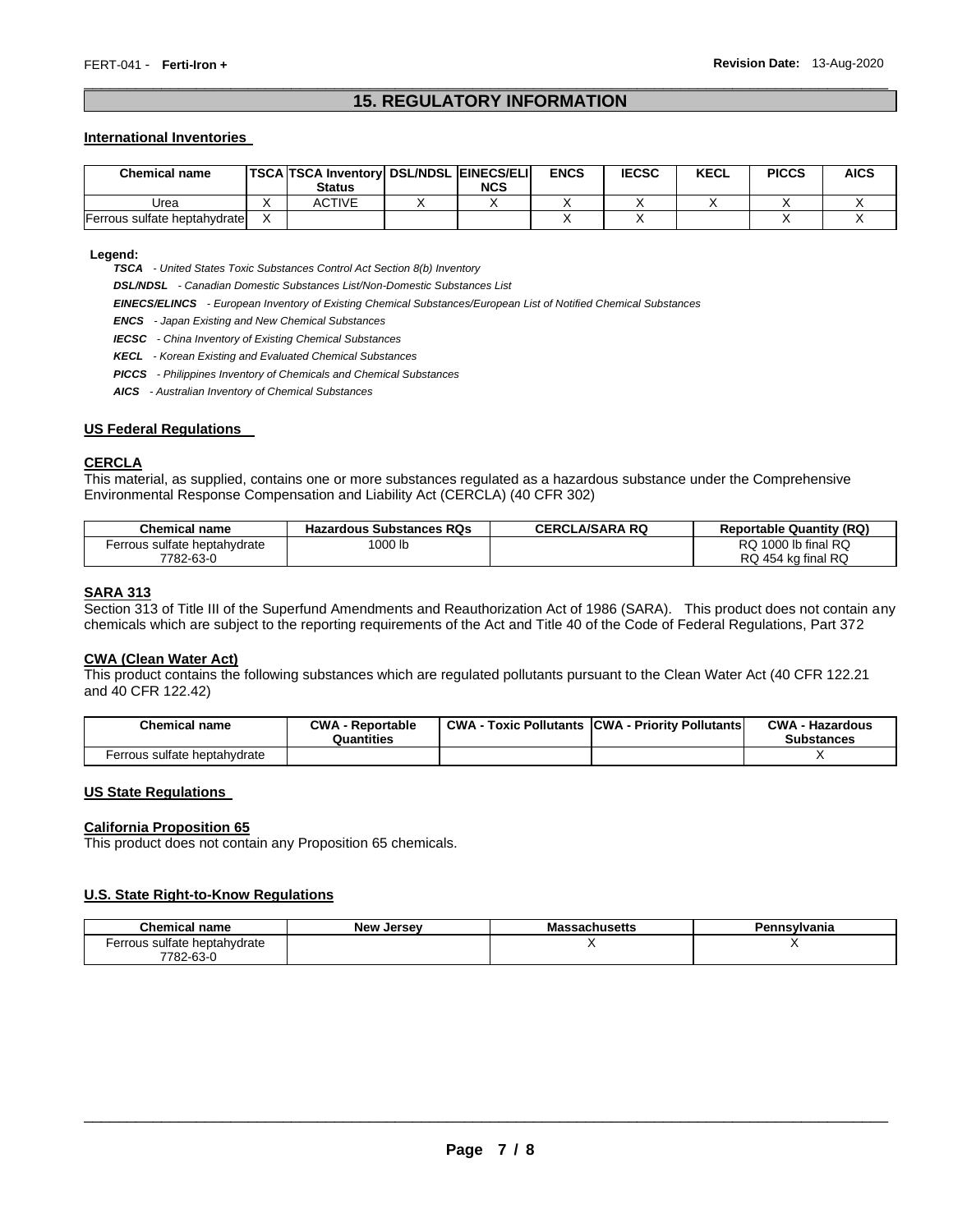## 15. REGULATORY INFORMATION

### International Inventories

| Chemical name | TSCA | TSCA Inventory Status | DSL/NDSL | EINECS/ELINCS | ENCS | IECSC | KECL | PICCS | AICS |
|---|---|---|---|---|---|---|---|---|---|
| Urea | X | ACTIVE | X | X | X | X | X | X | X |
| Ferrous sulfate heptahydrate | X | | | | X | X | | X | X |

**Legend:**

***TSCA*** *- United States Toxic Substances Control Act Section 8(b) Inventory*

***DSL/NDSL*** *- Canadian Domestic Substances List/Non-Domestic Substances List*

***EINECS/ELINCS*** *- European Inventory of Existing Chemical Substances/European List of Notified Chemical Substances*

***ENCS*** *- Japan Existing and New Chemical Substances*

***IECSC*** *- China Inventory of Existing Chemical Substances*

***KECL*** *- Korean Existing and Evaluated Chemical Substances*

***PICCS*** *- Philippines Inventory of Chemicals and Chemical Substances*

***AICS*** *- Australian Inventory of Chemical Substances*

### US Federal Regulations

#### CERCLA

This material, as supplied, contains one or more substances regulated as a hazardous substance under the Comprehensive Environmental Response Compensation and Liability Act (CERCLA) (40 CFR 302)

| Chemical name | Hazardous Substances RQs | CERCLA/SARA RQ | Reportable Quantity (RQ) |
|---|---|---|---|
| Ferrous sulfate heptahydrate 7782-63-0 | 1000 lb | | RQ 1000 lb final RQ RQ 454 kg final RQ |

#### SARA 313

Section 313 of Title III of the Superfund Amendments and Reauthorization Act of 1986 (SARA). This product does not contain any chemicals which are subject to the reporting requirements of the Act and Title 40 of the Code of Federal Regulations, Part 372

#### CWA (Clean Water Act)

This product contains the following substances which are regulated pollutants pursuant to the Clean Water Act (40 CFR 122.21 and 40 CFR 122.42)

| Chemical name | CWA - Reportable Quantities | CWA - Toxic Pollutants | CWA - Priority Pollutants | CWA - Hazardous Substances |
|---|---|---|---|---|
| Ferrous sulfate heptahydrate | | | | X |

### US State Regulations

#### California Proposition 65

This product does not contain any Proposition 65 chemicals.

### U.S. State Right-to-Know Regulations

| Chemical name | New Jersey | Massachusetts | Pennsylvania |
|---|---|---|---|
| Ferrous sulfate heptahydrate 7782-63-0 | | X | X |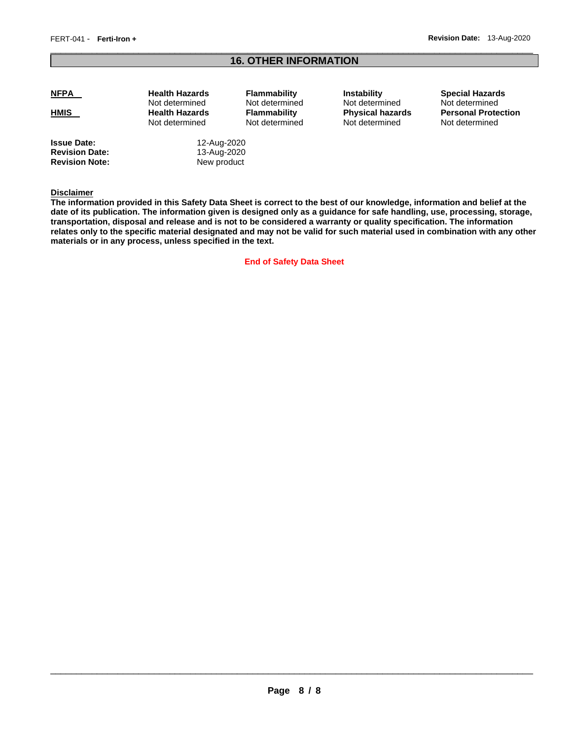## 16. OTHER INFORMATION

| | | | | |
|---|---|---|---|---|
| **NFPA** | **Health Hazards** | **Flammability** | **Instability** | **Special Hazards** |
| | Not determined | Not determined | Not determined | Not determined |
| **HMIS** | **Health Hazards** | **Flammability** | **Physical hazards** | **Personal Protection** |
| | Not determined | Not determined | Not determined | Not determined |

**Issue Date:** 12-Aug-2020
**Revision Date:** 13-Aug-2020
**Revision Note:** New product

**Disclaimer**

**The information provided in this Safety Data Sheet is correct to the best of our knowledge, information and belief at the date of its publication. The information given is designed only as a guidance for safe handling, use, processing, storage, transportation, disposal and release and is not to be considered a warranty or quality specification. The information relates only to the specific material designated and may not be valid for such material used in combination with any other materials or in any process, unless specified in the text.**

**End of Safety Data Sheet**